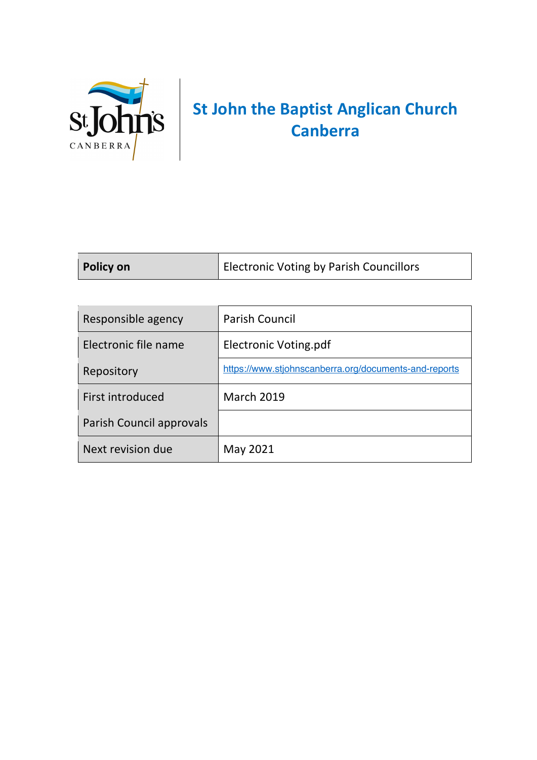# St John the Baptist Anglican Church Canberra

| Policy on | Electronic Voting by Parish Councillors |
|---|---|

| | |
|---|---|
| Responsible agency | Parish Council |
| Electronic file name | Electronic Voting.pdf |
| Repository | https://www.stjohnscanberra.org/documents-and-reports |
| First introduced | March 2019 |
| Parish Council approvals | |
| Next revision due | May 2021 |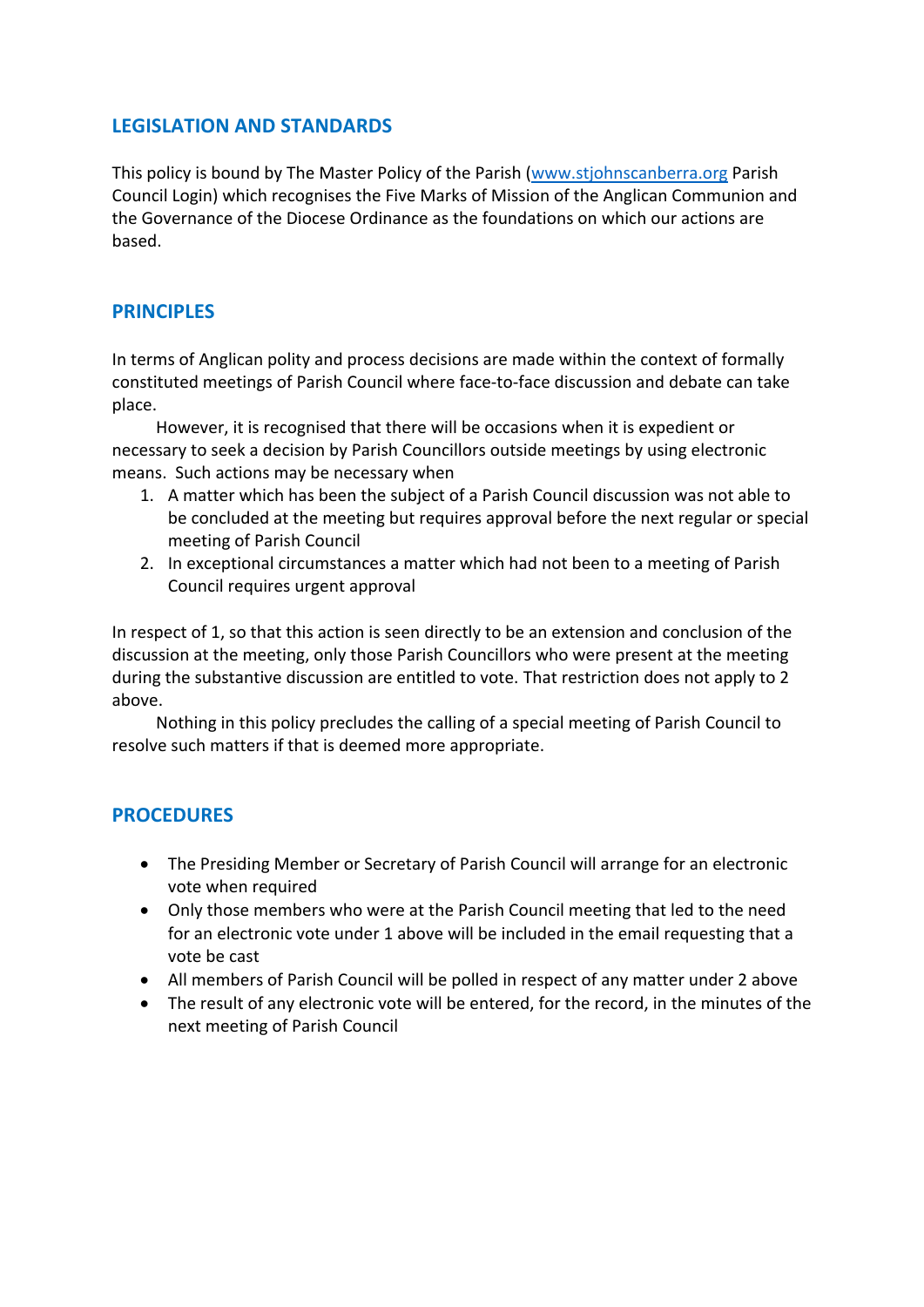## LEGISLATION AND STANDARDS

This policy is bound by The Master Policy of the Parish (www.stjohnscanberra.org Parish Council Login) which recognises the Five Marks of Mission of the Anglican Communion and the Governance of the Diocese Ordinance as the foundations on which our actions are based.

## PRINCIPLES

In terms of Anglican polity and process decisions are made within the context of formally constituted meetings of Parish Council where face-to-face discussion and debate can take place.

However, it is recognised that there will be occasions when it is expedient or necessary to seek a decision by Parish Councillors outside meetings by using electronic means. Such actions may be necessary when

1. A matter which has been the subject of a Parish Council discussion was not able to be concluded at the meeting but requires approval before the next regular or special meeting of Parish Council
2. In exceptional circumstances a matter which had not been to a meeting of Parish Council requires urgent approval

In respect of 1, so that this action is seen directly to be an extension and conclusion of the discussion at the meeting, only those Parish Councillors who were present at the meeting during the substantive discussion are entitled to vote. That restriction does not apply to 2 above.

Nothing in this policy precludes the calling of a special meeting of Parish Council to resolve such matters if that is deemed more appropriate.

## PROCEDURES

- The Presiding Member or Secretary of Parish Council will arrange for an electronic vote when required
- Only those members who were at the Parish Council meeting that led to the need for an electronic vote under 1 above will be included in the email requesting that a vote be cast
- All members of Parish Council will be polled in respect of any matter under 2 above
- The result of any electronic vote will be entered, for the record, in the minutes of the next meeting of Parish Council